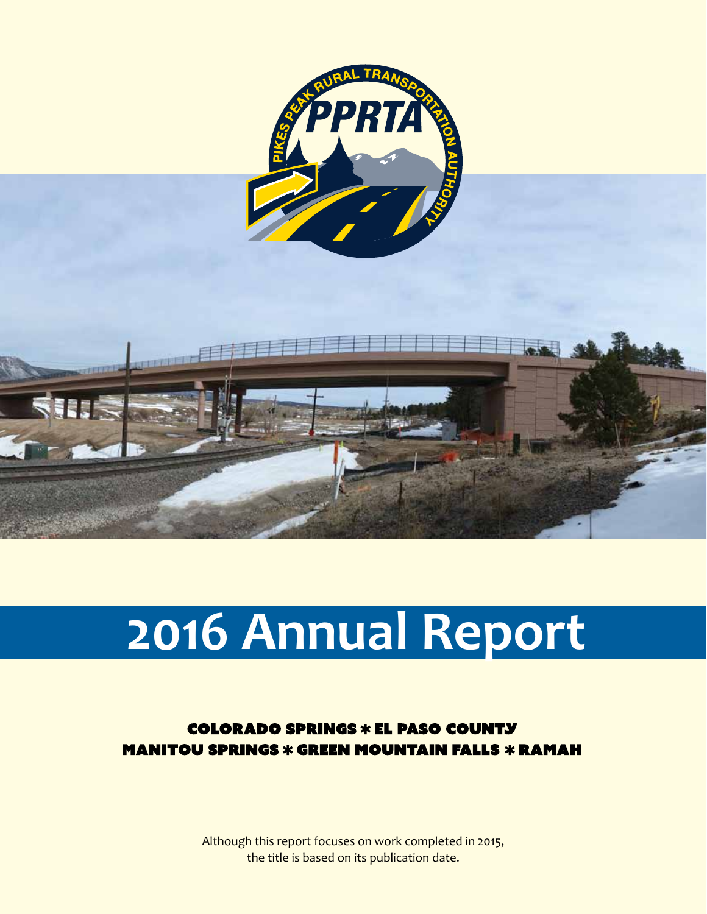# 2016 Annual Report

**COLORADO SPRINGS * EL PASO COUNTY**
**MANITOU SPRINGS * GREEN MOUNTAIN FALLS * RAMAH**

Although this report focuses on work completed in 2015, the title is based on its publication date.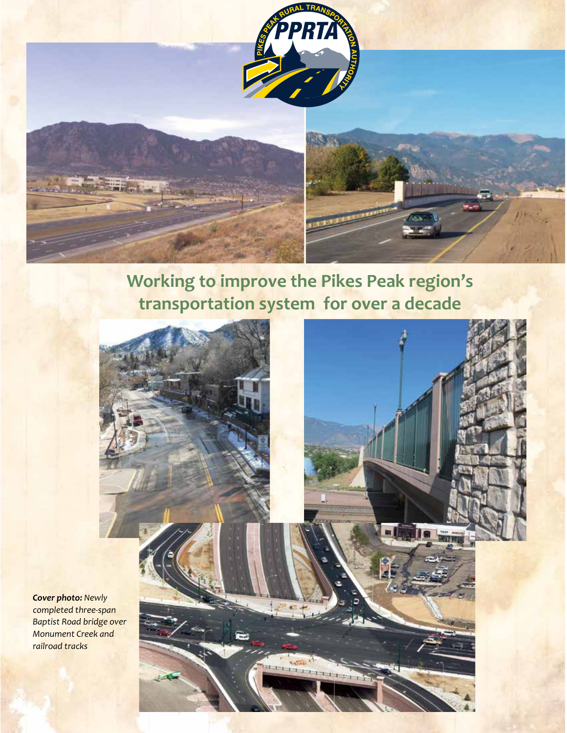## Working to improve the Pikes Peak region's transportation system for over a decade

***Cover photo:*** *Newly completed three-span Baptist Road bridge over Monument Creek and railroad tracks*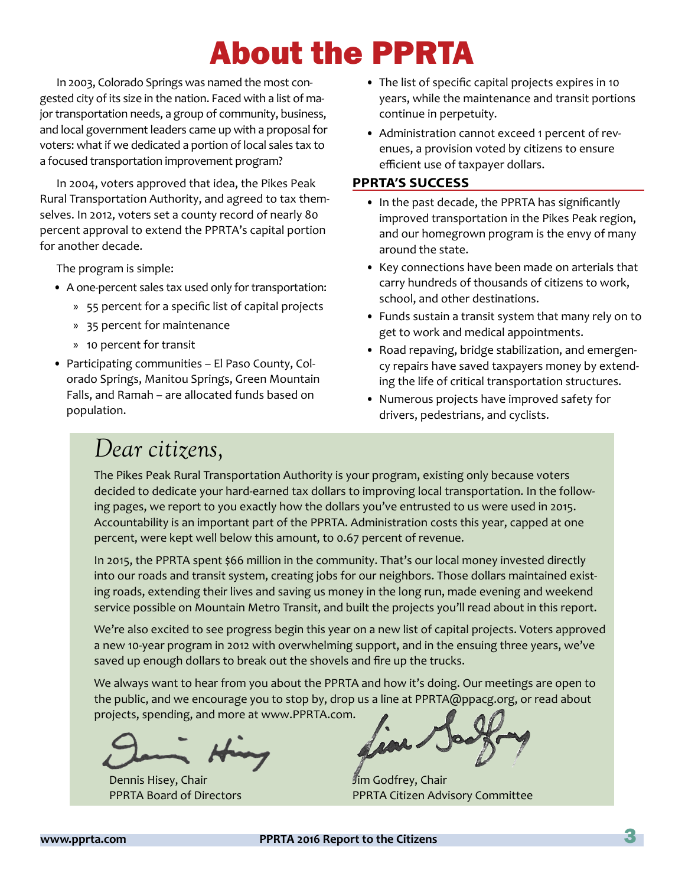# About the PPRTA

In 2003, Colorado Springs was named the most congested city of its size in the nation. Faced with a list of major transportation needs, a group of community, business, and local government leaders came up with a proposal for voters: what if we dedicated a portion of local sales tax to a focused transportation improvement program?

In 2004, voters approved that idea, the Pikes Peak Rural Transportation Authority, and agreed to tax themselves. In 2012, voters set a county record of nearly 80 percent approval to extend the PPRTA's capital portion for another decade.

The program is simple:

- A one-percent sales tax used only for transportation:
  - 55 percent for a specific list of capital projects
  - 35 percent for maintenance
  - 10 percent for transit
- Participating communities – El Paso County, Colorado Springs, Manitou Springs, Green Mountain Falls, and Ramah – are allocated funds based on population.
- The list of specific capital projects expires in 10 years, while the maintenance and transit portions continue in perpetuity.
- Administration cannot exceed 1 percent of revenues, a provision voted by citizens to ensure efficient use of taxpayer dollars.

## PPRTA'S SUCCESS

- In the past decade, the PPRTA has significantly improved transportation in the Pikes Peak region, and our homegrown program is the envy of many around the state.
- Key connections have been made on arterials that carry hundreds of thousands of citizens to work, school, and other destinations.
- Funds sustain a transit system that many rely on to get to work and medical appointments.
- Road repaving, bridge stabilization, and emergency repairs have saved taxpayers money by extending the life of critical transportation structures.
- Numerous projects have improved safety for drivers, pedestrians, and cyclists.

*Dear citizens,*

The Pikes Peak Rural Transportation Authority is your program, existing only because voters decided to dedicate your hard-earned tax dollars to improving local transportation. In the following pages, we report to you exactly how the dollars you've entrusted to us were used in 2015. Accountability is an important part of the PPRTA. Administration costs this year, capped at one percent, were kept well below this amount, to 0.67 percent of revenue.

In 2015, the PPRTA spent $66 million in the community. That's our local money invested directly into our roads and transit system, creating jobs for our neighbors. Those dollars maintained existing roads, extending their lives and saving us money in the long run, made evening and weekend service possible on Mountain Metro Transit, and built the projects you'll read about in this report.

We're also excited to see progress begin this year on a new list of capital projects. Voters approved a new 10-year program in 2012 with overwhelming support, and in the ensuing three years, we've saved up enough dollars to break out the shovels and fire up the trucks.

We always want to hear from you about the PPRTA and how it's doing. Our meetings are open to the public, and we encourage you to stop by, drop us a line at PPRTA@ppacg.org, or read about projects, spending, and more at www.PPRTA.com.

Dennis Hisey, Chair
PPRTA Board of Directors

Jim Godfrey, Chair
PPRTA Citizen Advisory Committee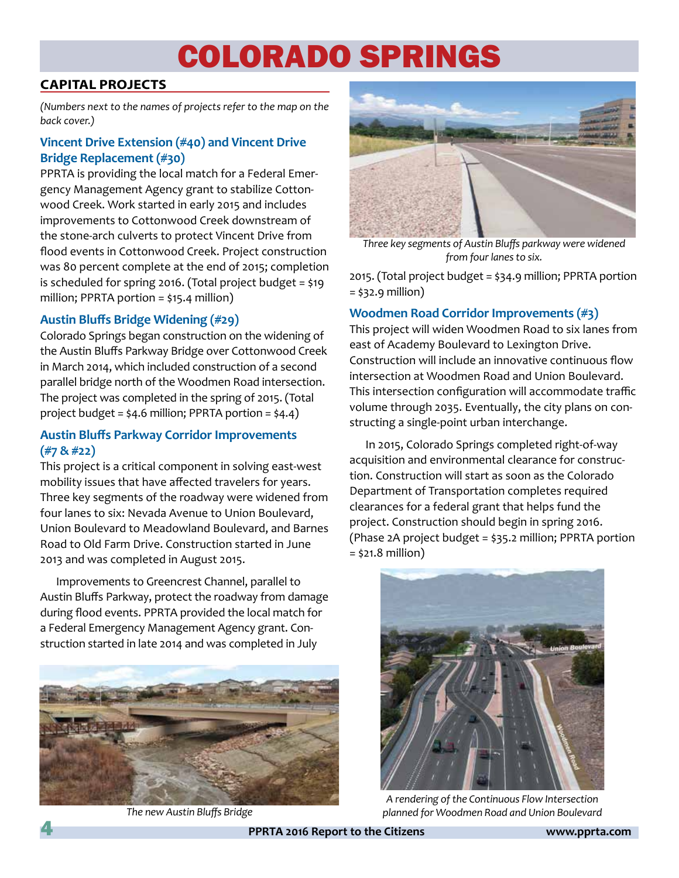# COLORADO SPRINGS

## CAPITAL PROJECTS

*(Numbers next to the names of projects refer to the map on the back cover.)*

### Vincent Drive Extension (#40) and Vincent Drive Bridge Replacement (#30)

PPRTA is providing the local match for a Federal Emergency Management Agency grant to stabilize Cottonwood Creek. Work started in early 2015 and includes improvements to Cottonwood Creek downstream of the stone-arch culverts to protect Vincent Drive from flood events in Cottonwood Creek. Project construction was 80 percent complete at the end of 2015; completion is scheduled for spring 2016. (Total project budget = $19 million; PPRTA portion = $15.4 million)

### Austin Bluffs Bridge Widening (#29)

Colorado Springs began construction on the widening of the Austin Bluffs Parkway Bridge over Cottonwood Creek in March 2014, which included construction of a second parallel bridge north of the Woodmen Road intersection. The project was completed in the spring of 2015. (Total project budget = $4.6 million; PPRTA portion = $4.4)

### Austin Bluffs Parkway Corridor Improvements (#7 & #22)

This project is a critical component in solving east-west mobility issues that have affected travelers for years. Three key segments of the roadway were widened from four lanes to six: Nevada Avenue to Union Boulevard, Union Boulevard to Meadowland Boulevard, and Barnes Road to Old Farm Drive. Construction started in June 2013 and was completed in August 2015.

Improvements to Greencrest Channel, parallel to Austin Bluffs Parkway, protect the roadway from damage during flood events. PPRTA provided the local match for a Federal Emergency Management Agency grant. Construction started in late 2014 and was completed in July 2015. (Total project budget = $34.9 million; PPRTA portion = $32.9 million)

The new Austin Bluffs Bridge

*Three key segments of Austin Bluffs parkway were widened from four lanes to six.*

### Woodmen Road Corridor Improvements (#3)

This project will widen Woodmen Road to six lanes from east of Academy Boulevard to Lexington Drive. Construction will include an innovative continuous flow intersection at Woodmen Road and Union Boulevard. This intersection configuration will accommodate traffic volume through 2035. Eventually, the city plans on constructing a single-point urban interchange.

In 2015, Colorado Springs completed right-of-way acquisition and environmental clearance for construction. Construction will start as soon as the Colorado Department of Transportation completes required clearances for a federal grant that helps fund the project. Construction should begin in spring 2016. (Phase 2A project budget = $35.2 million; PPRTA portion = $21.8 million)

*A rendering of the Continuous Flow Intersection planned for Woodmen Road and Union Boulevard*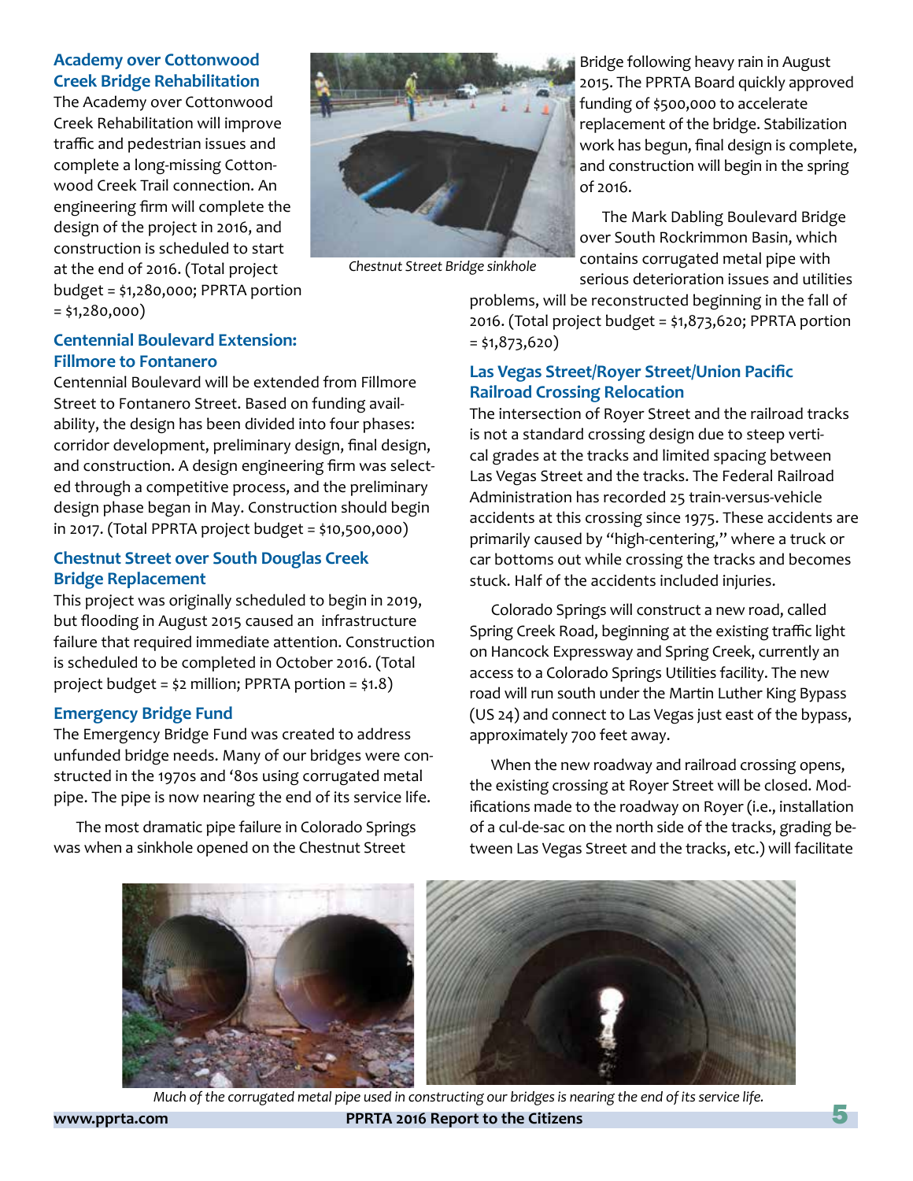### Academy over Cottonwood Creek Bridge Rehabilitation

The Academy over Cottonwood Creek Rehabilitation will improve traffic and pedestrian issues and complete a long-missing Cottonwood Creek Trail connection. An engineering firm will complete the design of the project in 2016, and construction is scheduled to start at the end of 2016. (Total project budget = $1,280,000; PPRTA portion = $1,280,000)

### Centennial Boulevard Extension: Fillmore to Fontanero

Centennial Boulevard will be extended from Fillmore Street to Fontanero Street. Based on funding availability, the design has been divided into four phases: corridor development, preliminary design, final design, and construction. A design engineering firm was selected through a competitive process, and the preliminary design phase began in May. Construction should begin in 2017. (Total PPRTA project budget = $10,500,000)

### Chestnut Street over South Douglas Creek Bridge Replacement

This project was originally scheduled to begin in 2019, but flooding in August 2015 caused an infrastructure failure that required immediate attention. Construction is scheduled to be completed in October 2016. (Total project budget = $2 million; PPRTA portion = $1.8)

### Emergency Bridge Fund

The Emergency Bridge Fund was created to address unfunded bridge needs. Many of our bridges were constructed in the 1970s and '80s using corrugated metal pipe. The pipe is now nearing the end of its service life.

The most dramatic pipe failure in Colorado Springs was when a sinkhole opened on the Chestnut Street Bridge following heavy rain in August 2015. The PPRTA Board quickly approved funding of $500,000 to accelerate replacement of the bridge. Stabilization work has begun, final design is complete, and construction will begin in the spring of 2016.

*Chestnut Street Bridge sinkhole*

The Mark Dabling Boulevard Bridge over South Rockrimmon Basin, which contains corrugated metal pipe with serious deterioration issues and utilities problems, will be reconstructed beginning in the fall of 2016. (Total project budget = $1,873,620; PPRTA portion = $1,873,620)

### Las Vegas Street/Royer Street/Union Pacific Railroad Crossing Relocation

The intersection of Royer Street and the railroad tracks is not a standard crossing design due to steep vertical grades at the tracks and limited spacing between Las Vegas Street and the tracks. The Federal Railroad Administration has recorded 25 train-versus-vehicle accidents at this crossing since 1975. These accidents are primarily caused by "high-centering," where a truck or car bottoms out while crossing the tracks and becomes stuck. Half of the accidents included injuries.

Colorado Springs will construct a new road, called Spring Creek Road, beginning at the existing traffic light on Hancock Expressway and Spring Creek, currently an access to a Colorado Springs Utilities facility. The new road will run south under the Martin Luther King Bypass (US 24) and connect to Las Vegas just east of the bypass, approximately 700 feet away.

When the new roadway and railroad crossing opens, the existing crossing at Royer Street will be closed. Modifications made to the roadway on Royer (i.e., installation of a cul-de-sac on the north side of the tracks, grading between Las Vegas Street and the tracks, etc.) will facilitate

*Much of the corrugated metal pipe used in constructing our bridges is nearing the end of its service life.*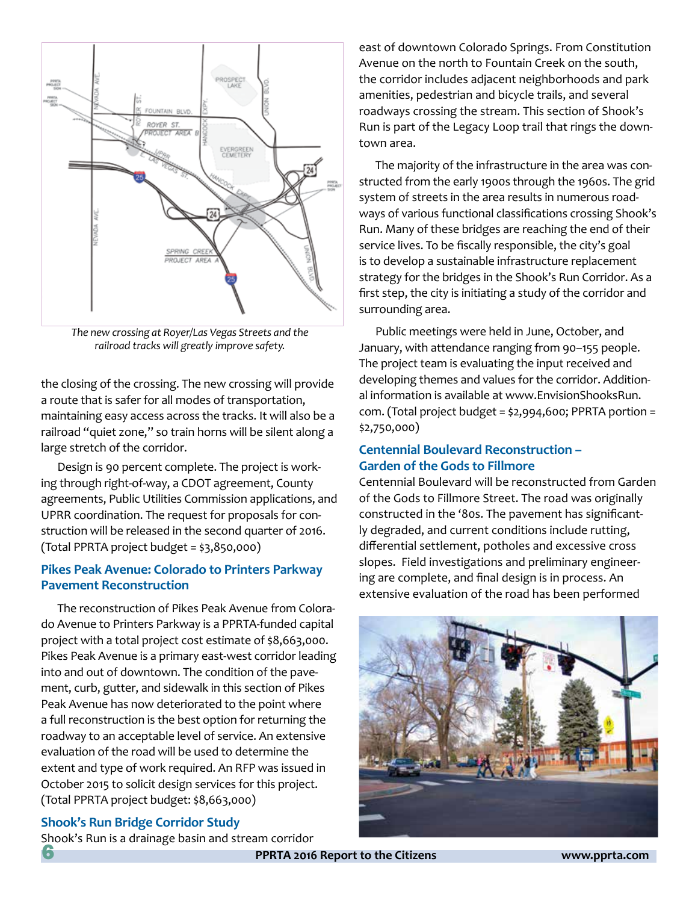*The new crossing at Royer/Las Vegas Streets and the railroad tracks will greatly improve safety.*

the closing of the crossing. The new crossing will provide a route that is safer for all modes of transportation, maintaining easy access across the tracks. It will also be a railroad "quiet zone," so train horns will be silent along a large stretch of the corridor.

Design is 90 percent complete. The project is working through right-of-way, a CDOT agreement, County agreements, Public Utilities Commission applications, and UPRR coordination. The request for proposals for construction will be released in the second quarter of 2016. (Total PPRTA project budget = $3,850,000)

### Pikes Peak Avenue: Colorado to Printers Parkway Pavement Reconstruction

The reconstruction of Pikes Peak Avenue from Colorado Avenue to Printers Parkway is a PPRTA-funded capital project with a total project cost estimate of $8,663,000. Pikes Peak Avenue is a primary east-west corridor leading into and out of downtown. The condition of the pavement, curb, gutter, and sidewalk in this section of Pikes Peak Avenue has now deteriorated to the point where a full reconstruction is the best option for returning the roadway to an acceptable level of service. An extensive evaluation of the road will be used to determine the extent and type of work required. An RFP was issued in October 2015 to solicit design services for this project. (Total PPRTA project budget: $8,663,000)

### Shook's Run Bridge Corridor Study

Shook's Run is a drainage basin and stream corridor east of downtown Colorado Springs. From Constitution Avenue on the north to Fountain Creek on the south, the corridor includes adjacent neighborhoods and park amenities, pedestrian and bicycle trails, and several roadways crossing the stream. This section of Shook's Run is part of the Legacy Loop trail that rings the downtown area.

The majority of the infrastructure in the area was constructed from the early 1900s through the 1960s. The grid system of streets in the area results in numerous roadways of various functional classifications crossing Shook's Run. Many of these bridges are reaching the end of their service lives. To be fiscally responsible, the city's goal is to develop a sustainable infrastructure replacement strategy for the bridges in the Shook's Run Corridor. As a first step, the city is initiating a study of the corridor and surrounding area.

Public meetings were held in June, October, and January, with attendance ranging from 90–155 people. The project team is evaluating the input received and developing themes and values for the corridor. Additional information is available at www.EnvisionShooksRun.com. (Total project budget = $2,994,600; PPRTA portion = $2,750,000)

### Centennial Boulevard Reconstruction – Garden of the Gods to Fillmore

Centennial Boulevard will be reconstructed from Garden of the Gods to Fillmore Street. The road was originally constructed in the '80s. The pavement has significantly degraded, and current conditions include rutting, differential settlement, potholes and excessive cross slopes. Field investigations and preliminary engineering are complete, and final design is in process. An extensive evaluation of the road has been performed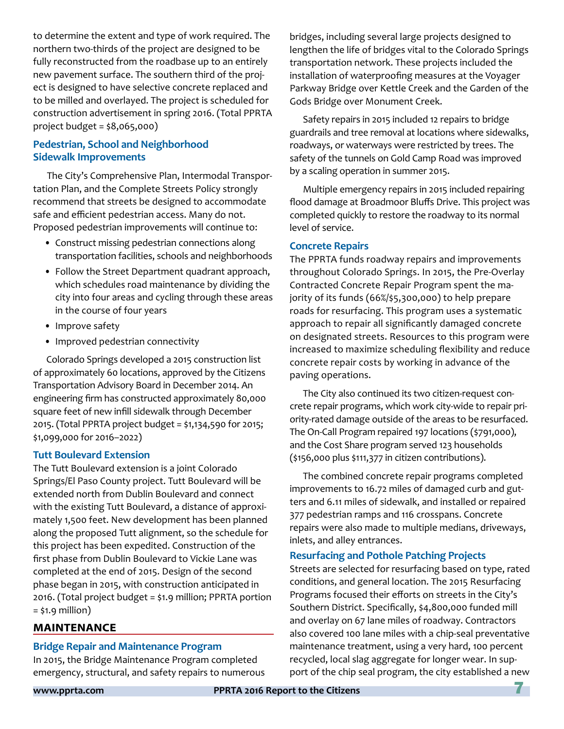to determine the extent and type of work required. The northern two-thirds of the project are designed to be fully reconstructed from the roadbase up to an entirely new pavement surface. The southern third of the project is designed to have selective concrete replaced and to be milled and overlayed. The project is scheduled for construction advertisement in spring 2016. (Total PPRTA project budget = $8,065,000)

### Pedestrian, School and Neighborhood Sidewalk Improvements

The City's Comprehensive Plan, Intermodal Transportation Plan, and the Complete Streets Policy strongly recommend that streets be designed to accommodate safe and efficient pedestrian access. Many do not. Proposed pedestrian improvements will continue to:

- Construct missing pedestrian connections along transportation facilities, schools and neighborhoods
- Follow the Street Department quadrant approach, which schedules road maintenance by dividing the city into four areas and cycling through these areas in the course of four years
- Improve safety
- Improved pedestrian connectivity

Colorado Springs developed a 2015 construction list of approximately 60 locations, approved by the Citizens Transportation Advisory Board in December 2014. An engineering firm has constructed approximately 80,000 square feet of new infill sidewalk through December 2015. (Total PPRTA project budget = $1,134,590 for 2015; $1,099,000 for 2016–2022)

### Tutt Boulevard Extension

The Tutt Boulevard extension is a joint Colorado Springs/El Paso County project. Tutt Boulevard will be extended north from Dublin Boulevard and connect with the existing Tutt Boulevard, a distance of approximately 1,500 feet. New development has been planned along the proposed Tutt alignment, so the schedule for this project has been expedited. Construction of the first phase from Dublin Boulevard to Vickie Lane was completed at the end of 2015. Design of the second phase began in 2015, with construction anticipated in 2016. (Total project budget = $1.9 million; PPRTA portion = $1.9 million)

## MAINTENANCE

### Bridge Repair and Maintenance Program

In 2015, the Bridge Maintenance Program completed emergency, structural, and safety repairs to numerous bridges, including several large projects designed to lengthen the life of bridges vital to the Colorado Springs transportation network. These projects included the installation of waterproofing measures at the Voyager Parkway Bridge over Kettle Creek and the Garden of the Gods Bridge over Monument Creek.

Safety repairs in 2015 included 12 repairs to bridge guardrails and tree removal at locations where sidewalks, roadways, or waterways were restricted by trees. The safety of the tunnels on Gold Camp Road was improved by a scaling operation in summer 2015.

Multiple emergency repairs in 2015 included repairing flood damage at Broadmoor Bluffs Drive. This project was completed quickly to restore the roadway to its normal level of service.

### Concrete Repairs

The PPRTA funds roadway repairs and improvements throughout Colorado Springs. In 2015, the Pre-Overlay Contracted Concrete Repair Program spent the majority of its funds (66%/$5,300,000) to help prepare roads for resurfacing. This program uses a systematic approach to repair all significantly damaged concrete on designated streets. Resources to this program were increased to maximize scheduling flexibility and reduce concrete repair costs by working in advance of the paving operations.

The City also continued its two citizen-request concrete repair programs, which work city-wide to repair priority-rated damage outside of the areas to be resurfaced. The On-Call Program repaired 197 locations ($791,000), and the Cost Share program served 123 households ($156,000 plus $111,377 in citizen contributions).

The combined concrete repair programs completed improvements to 16.72 miles of damaged curb and gutters and 6.11 miles of sidewalk, and installed or repaired 377 pedestrian ramps and 116 crosspans. Concrete repairs were also made to multiple medians, driveways, inlets, and alley entrances.

### Resurfacing and Pothole Patching Projects

Streets are selected for resurfacing based on type, rated conditions, and general location. The 2015 Resurfacing Programs focused their efforts on streets in the City's Southern District. Specifically, $4,800,000 funded mill and overlay on 67 lane miles of roadway. Contractors also covered 100 lane miles with a chip-seal preventative maintenance treatment, using a very hard, 100 percent recycled, local slag aggregate for longer wear. In support of the chip seal program, the city established a new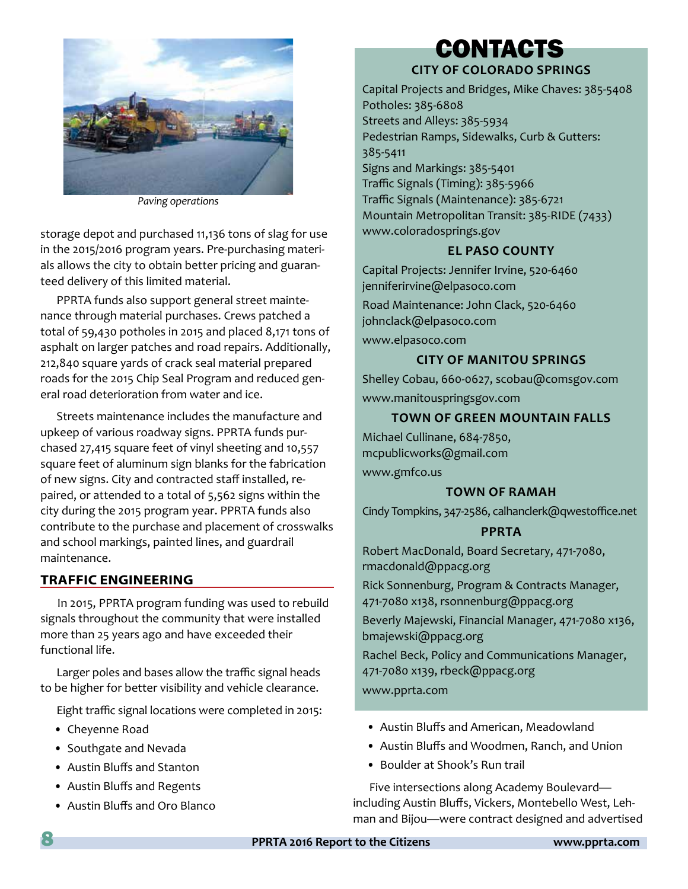Paving operations

storage depot and purchased 11,136 tons of slag for use in the 2015/2016 program years. Pre-purchasing materials allows the city to obtain better pricing and guaranteed delivery of this limited material.

PPRTA funds also support general street maintenance through material purchases. Crews patched a total of 59,430 potholes in 2015 and placed 8,171 tons of asphalt on larger patches and road repairs. Additionally, 212,840 square yards of crack seal material prepared roads for the 2015 Chip Seal Program and reduced general road deterioration from water and ice.

Streets maintenance includes the manufacture and upkeep of various roadway signs. PPRTA funds purchased 27,415 square feet of vinyl sheeting and 10,557 square feet of aluminum sign blanks for the fabrication of new signs. City and contracted staff installed, repaired, or attended to a total of 5,562 signs within the city during the 2015 program year. PPRTA funds also contribute to the purchase and placement of crosswalks and school markings, painted lines, and guardrail maintenance.

## TRAFFIC ENGINEERING

In 2015, PPRTA program funding was used to rebuild signals throughout the community that were installed more than 25 years ago and have exceeded their functional life.

Larger poles and bases allow the traffic signal heads to be higher for better visibility and vehicle clearance.

Eight traffic signal locations were completed in 2015:

- Cheyenne Road
- Southgate and Nevada
- Austin Bluffs and Stanton
- Austin Bluffs and Regents
- Austin Bluffs and Oro Blanco
- Austin Bluffs and American, Meadowland
- Austin Bluffs and Woodmen, Ranch, and Union
- Boulder at Shook's Run trail

Five intersections along Academy Boulevard—including Austin Bluffs, Vickers, Montebello West, Lehman and Bijou—were contract designed and advertised

# CONTACTS

### CITY OF COLORADO SPRINGS

Capital Projects and Bridges, Mike Chaves: 385-5408
Potholes: 385-6808
Streets and Alleys: 385-5934
Pedestrian Ramps, Sidewalks, Curb & Gutters: 385-5411
Signs and Markings: 385-5401
Traffic Signals (Timing): 385-5966
Traffic Signals (Maintenance): 385-6721
Mountain Metropolitan Transit: 385-RIDE (7433)
www.coloradosprings.gov

### EL PASO COUNTY

Capital Projects: Jennifer Irvine, 520-6460
jenniferirvine@elpasoco.com

Road Maintenance: John Clack, 520-6460
johnclack@elpasoco.com

www.elpasoco.com

### CITY OF MANITOU SPRINGS

Shelley Cobau, 660-0627, scobau@comsgov.com

www.manitouspringsgov.com

### TOWN OF GREEN MOUNTAIN FALLS

Michael Cullinane, 684-7850,
mcpublicworks@gmail.com

www.gmfco.us

### TOWN OF RAMAH

Cindy Tompkins, 347-2586, calhanclerk@qwestoffice.net

### PPRTA

Robert MacDonald, Board Secretary, 471-7080,
rmacdonald@ppacg.org

Rick Sonnenburg, Program & Contracts Manager,
471-7080 x138, rsonnenburg@ppacg.org

Beverly Majewski, Financial Manager, 471-7080 x136,
bmajewski@ppacg.org

Rachel Beck, Policy and Communications Manager,
471-7080 x139, rbeck@ppacg.org

www.pprta.com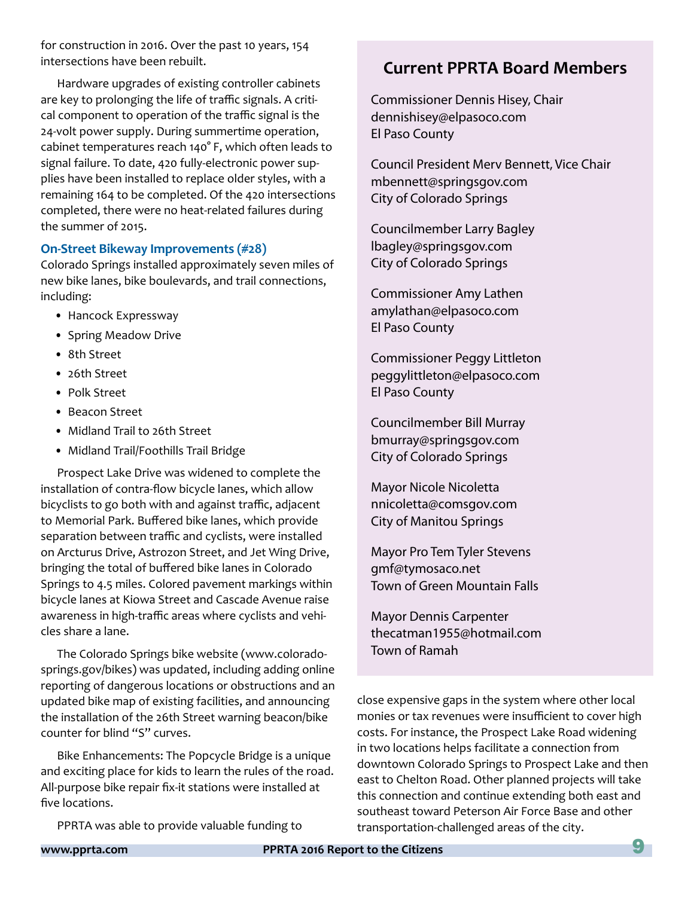for construction in 2016. Over the past 10 years, 154 intersections have been rebuilt.

Hardware upgrades of existing controller cabinets are key to prolonging the life of traffic signals. A critical component to operation of the traffic signal is the 24-volt power supply. During summertime operation, cabinet temperatures reach 140° F, which often leads to signal failure. To date, 420 fully-electronic power supplies have been installed to replace older styles, with a remaining 164 to be completed. Of the 420 intersections completed, there were no heat-related failures during the summer of 2015.

### On-Street Bikeway Improvements (#28)

Colorado Springs installed approximately seven miles of new bike lanes, bike boulevards, and trail connections, including:

- Hancock Expressway
- Spring Meadow Drive
- 8th Street
- 26th Street
- Polk Street
- Beacon Street
- Midland Trail to 26th Street
- Midland Trail/Foothills Trail Bridge

Prospect Lake Drive was widened to complete the installation of contra-flow bicycle lanes, which allow bicyclists to go both with and against traffic, adjacent to Memorial Park. Buffered bike lanes, which provide separation between traffic and cyclists, were installed on Arcturus Drive, Astrozon Street, and Jet Wing Drive, bringing the total of buffered bike lanes in Colorado Springs to 4.5 miles. Colored pavement markings within bicycle lanes at Kiowa Street and Cascade Avenue raise awareness in high-traffic areas where cyclists and vehicles share a lane.

The Colorado Springs bike website (www.coloradosprings.gov/bikes) was updated, including adding online reporting of dangerous locations or obstructions and an updated bike map of existing facilities, and announcing the installation of the 26th Street warning beacon/bike counter for blind "S" curves.

Bike Enhancements: The Popcycle Bridge is a unique and exciting place for kids to learn the rules of the road. All-purpose bike repair fix-it stations were installed at five locations.

PPRTA was able to provide valuable funding to close expensive gaps in the system where other local monies or tax revenues were insufficient to cover high costs. For instance, the Prospect Lake Road widening in two locations helps facilitate a connection from downtown Colorado Springs to Prospect Lake and then east to Chelton Road. Other planned projects will take this connection and continue extending both east and southeast toward Peterson Air Force Base and other transportation-challenged areas of the city.

## Current PPRTA Board Members

Commissioner Dennis Hisey, Chair
dennishisey@elpasoco.com
El Paso County

Council President Merv Bennett, Vice Chair
mbennett@springsgov.com
City of Colorado Springs

Councilmember Larry Bagley
lbagley@springsgov.com
City of Colorado Springs

Commissioner Amy Lathen
amylathan@elpasoco.com
El Paso County

Commissioner Peggy Littleton
peggylittleton@elpasoco.com
El Paso County

Councilmember Bill Murray
bmurray@springsgov.com
City of Colorado Springs

Mayor Nicole Nicoletta
nnicoletta@comsgov.com
City of Manitou Springs

Mayor Pro Tem Tyler Stevens
gmf@tymosaco.net
Town of Green Mountain Falls

Mayor Dennis Carpenter
thecatman1955@hotmail.com
Town of Ramah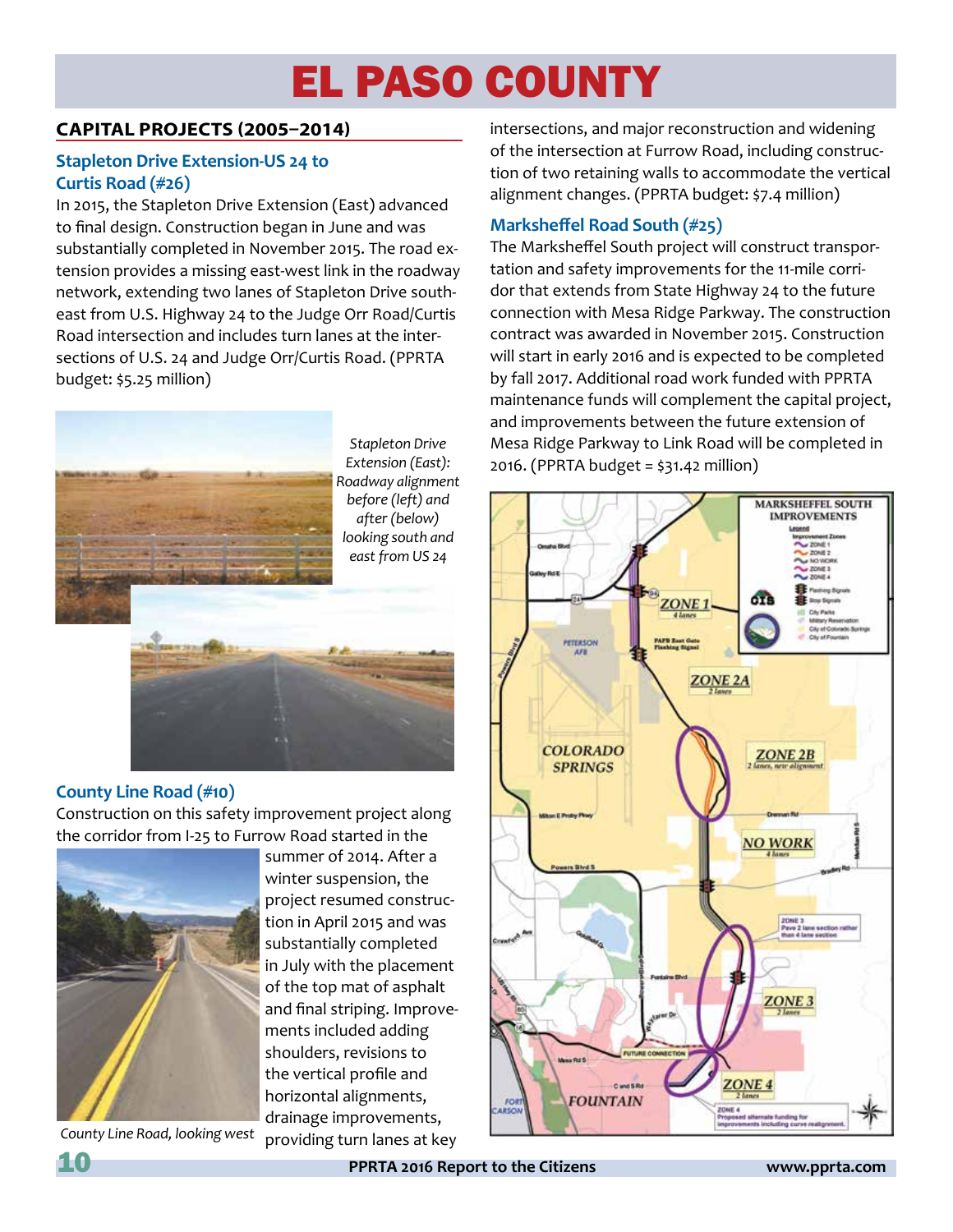# EL PASO COUNTY

## CAPITAL PROJECTS (2005–2014)

### Stapleton Drive Extension-US 24 to Curtis Road (#26)

In 2015, the Stapleton Drive Extension (East) advanced to final design. Construction began in June and was substantially completed in November 2015. The road extension provides a missing east-west link in the roadway network, extending two lanes of Stapleton Drive southeast from U.S. Highway 24 to the Judge Orr Road/Curtis Road intersection and includes turn lanes at the intersections of U.S. 24 and Judge Orr/Curtis Road. (PPRTA budget: $5.25 million)

*Stapleton Drive Extension (East): Roadway alignment before (left) and after (below) looking south and east from US 24*

### County Line Road (#10)

Construction on this safety improvement project along the corridor from I-25 to Furrow Road started in the summer of 2014. After a winter suspension, the project resumed construction in April 2015 and was substantially completed in July with the placement of the top mat of asphalt and final striping. Improvements included adding shoulders, revisions to the vertical profile and horizontal alignments, drainage improvements, providing turn lanes at key intersections, and major reconstruction and widening of the intersection at Furrow Road, including construction of two retaining walls to accommodate the vertical alignment changes. (PPRTA budget: $7.4 million)

*County Line Road, looking west*

### Marksheffel Road South (#25)

The Marksheffel South project will construct transportation and safety improvements for the 11-mile corridor that extends from State Highway 24 to the future connection with Mesa Ridge Parkway. The construction contract was awarded in November 2015. Construction will start in early 2016 and is expected to be completed by fall 2017. Additional road work funded with PPRTA maintenance funds will complement the capital project, and improvements between the future extension of Mesa Ridge Parkway to Link Road will be completed in 2016. (PPRTA budget = $31.42 million)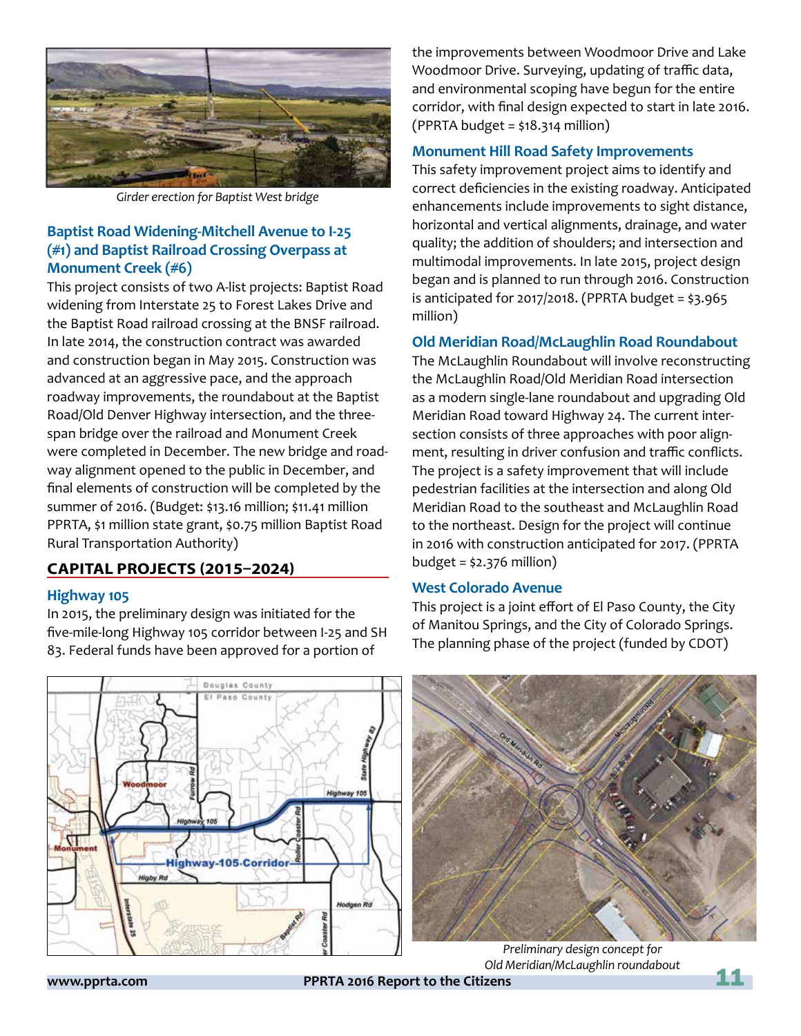*Girder erection for Baptist West bridge*

### Baptist Road Widening-Mitchell Avenue to I-25 (#1) and Baptist Railroad Crossing Overpass at Monument Creek (#6)

This project consists of two A-list projects: Baptist Road widening from Interstate 25 to Forest Lakes Drive and the Baptist Road railroad crossing at the BNSF railroad. In late 2014, the construction contract was awarded and construction began in May 2015. Construction was advanced at an aggressive pace, and the approach roadway improvements, the roundabout at the Baptist Road/Old Denver Highway intersection, and the three-span bridge over the railroad and Monument Creek were completed in December. The new bridge and roadway alignment opened to the public in December, and final elements of construction will be completed by the summer of 2016. (Budget: $13.16 million; $11.41 million PPRTA, $1 million state grant, $0.75 million Baptist Road Rural Transportation Authority)

## CAPITAL PROJECTS (2015–2024)

### Highway 105

In 2015, the preliminary design was initiated for the five-mile-long Highway 105 corridor between I-25 and SH 83. Federal funds have been approved for a portion of the improvements between Woodmoor Drive and Lake Woodmoor Drive. Surveying, updating of traffic data, and environmental scoping have begun for the entire corridor, with final design expected to start in late 2016. (PPRTA budget = $18.314 million)

### Monument Hill Road Safety Improvements

This safety improvement project aims to identify and correct deficiencies in the existing roadway. Anticipated enhancements include improvements to sight distance, horizontal and vertical alignments, drainage, and water quality; the addition of shoulders; and intersection and multimodal improvements. In late 2015, project design began and is planned to run through 2016. Construction is anticipated for 2017/2018. (PPRTA budget = $3.965 million)

### Old Meridian Road/McLaughlin Road Roundabout

The McLaughlin Roundabout will involve reconstructing the McLaughlin Road/Old Meridian Road intersection as a modern single-lane roundabout and upgrading Old Meridian Road toward Highway 24. The current intersection consists of three approaches with poor alignment, resulting in driver confusion and traffic conflicts. The project is a safety improvement that will include pedestrian facilities at the intersection and along Old Meridian Road to the southeast and McLaughlin Road to the northeast. Design for the project will continue in 2016 with construction anticipated for 2017. (PPRTA budget = $2.376 million)

### West Colorado Avenue

This project is a joint effort of El Paso County, the City of Manitou Springs, and the City of Colorado Springs. The planning phase of the project (funded by CDOT)

*Preliminary design concept for Old Meridian/McLaughlin roundabout*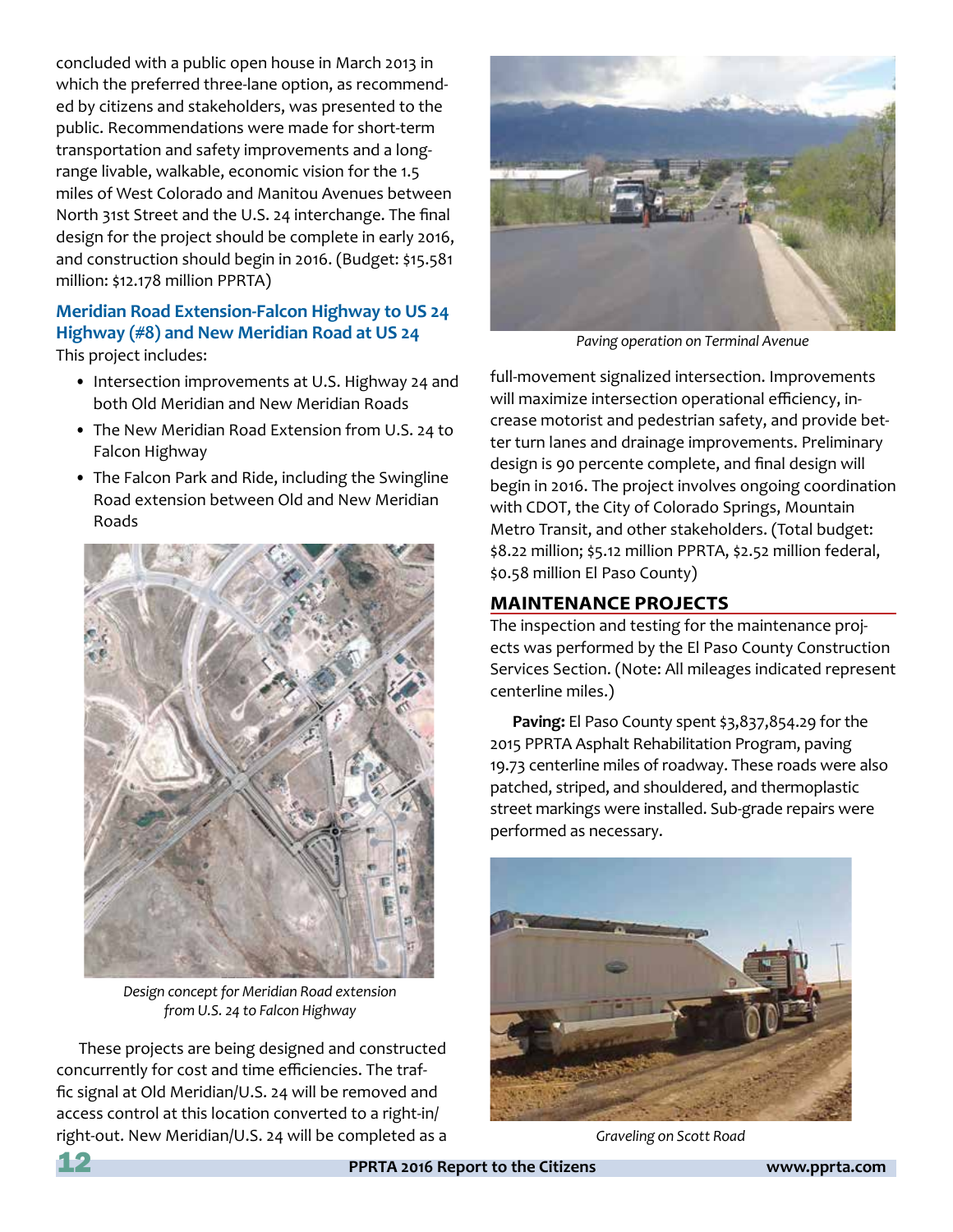concluded with a public open house in March 2013 in which the preferred three-lane option, as recommended by citizens and stakeholders, was presented to the public. Recommendations were made for short-term transportation and safety improvements and a long-range livable, walkable, economic vision for the 1.5 miles of West Colorado and Manitou Avenues between North 31st Street and the U.S. 24 interchange. The final design for the project should be complete in early 2016, and construction should begin in 2016. (Budget: $15.581 million: $12.178 million PPRTA)

### Meridian Road Extension-Falcon Highway to US 24 Highway (#8) and New Meridian Road at US 24

This project includes:

- Intersection improvements at U.S. Highway 24 and both Old Meridian and New Meridian Roads
- The New Meridian Road Extension from U.S. 24 to Falcon Highway
- The Falcon Park and Ride, including the Swingline Road extension between Old and New Meridian Roads

*Design concept for Meridian Road extension from U.S. 24 to Falcon Highway*

These projects are being designed and constructed concurrently for cost and time efficiencies. The traffic signal at Old Meridian/U.S. 24 will be removed and access control at this location converted to a right-in/right-out. New Meridian/U.S. 24 will be completed as a full-movement signalized intersection. Improvements will maximize intersection operational efficiency, increase motorist and pedestrian safety, and provide better turn lanes and drainage improvements. Preliminary design is 90 percente complete, and final design will begin in 2016. The project involves ongoing coordination with CDOT, the City of Colorado Springs, Mountain Metro Transit, and other stakeholders. (Total budget: $8.22 million; $5.12 million PPRTA, $2.52 million federal, $0.58 million El Paso County)

*Paving operation on Terminal Avenue*

## MAINTENANCE PROJECTS

The inspection and testing for the maintenance projects was performed by the El Paso County Construction Services Section. (Note: All mileages indicated represent centerline miles.)

**Paving:** El Paso County spent $3,837,854.29 for the 2015 PPRTA Asphalt Rehabilitation Program, paving 19.73 centerline miles of roadway. These roads were also patched, striped, and shouldered, and thermoplastic street markings were installed. Sub-grade repairs were performed as necessary.

*Graveling on Scott Road*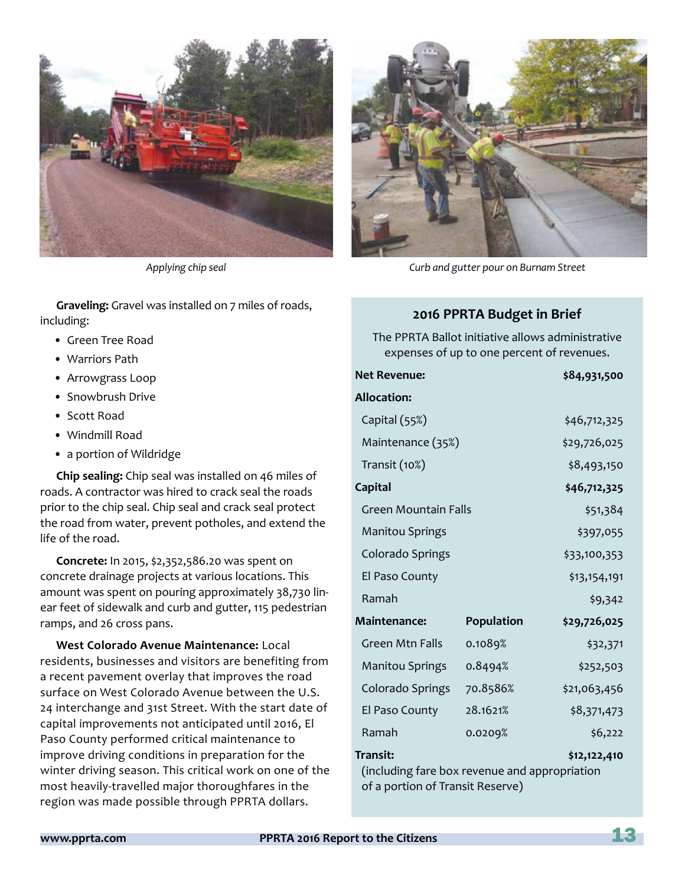*Applying chip seal*

*Curb and gutter pour on Burnam Street*

**Graveling:** Gravel was installed on 7 miles of roads, including:

- Green Tree Road
- Warriors Path
- Arrowgrass Loop
- Snowbrush Drive
- Scott Road
- Windmill Road
- a portion of Wildridge

**Chip sealing:** Chip seal was installed on 46 miles of roads. A contractor was hired to crack seal the roads prior to the chip seal. Chip seal and crack seal protect the road from water, prevent potholes, and extend the life of the road.

**Concrete:** In 2015, $2,352,586.20 was spent on concrete drainage projects at various locations. This amount was spent on pouring approximately 38,730 linear feet of sidewalk and curb and gutter, 115 pedestrian ramps, and 26 cross pans.

**West Colorado Avenue Maintenance:** Local residents, businesses and visitors are benefiting from a recent pavement overlay that improves the road surface on West Colorado Avenue between the U.S. 24 interchange and 31st Street. With the start date of capital improvements not anticipated until 2016, El Paso County performed critical maintenance to improve driving conditions in preparation for the winter driving season. This critical work on one of the most heavily-travelled major thoroughfares in the region was made possible through PPRTA dollars.

### 2016 PPRTA Budget in Brief

The PPRTA Ballot initiative allows administrative expenses of up to one percent of revenues.

| | | |
|---|---|---|
| **Net Revenue:** | | **$84,931,500** |
| **Allocation:** | | |
| Capital (55%) | | $46,712,325 |
| Maintenance (35%) | | $29,726,025 |
| Transit (10%) | | $8,493,150 |
| **Capital** | | **$46,712,325** |
| Green Mountain Falls | | $51,384 |
| Manitou Springs | | $397,055 |
| Colorado Springs | | $33,100,353 |
| El Paso County | | $13,154,191 |
| Ramah | | $9,342 |
| **Maintenance:** | **Population** | **$29,726,025** |
| Green Mtn Falls | 0.1089% | $32,371 |
| Manitou Springs | 0.8494% | $252,503 |
| Colorado Springs | 70.8586% | $21,063,456 |
| El Paso County | 28.1621% | $8,371,473 |
| Ramah | 0.0209% | $6,222 |
| **Transit:** | | **$12,122,410** |

(including fare box revenue and appropriation of a portion of Transit Reserve)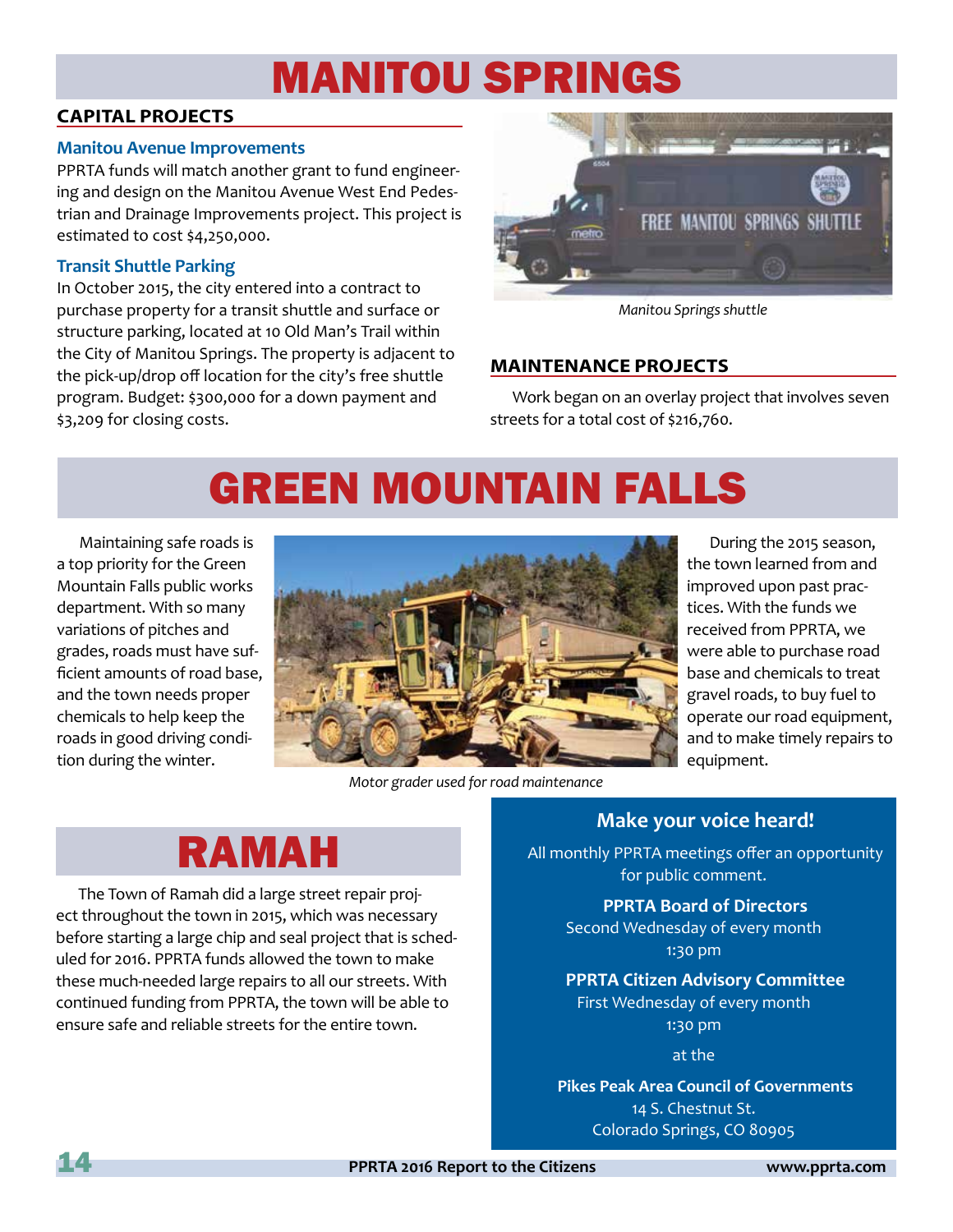# MANITOU SPRINGS

## CAPITAL PROJECTS

### Manitou Avenue Improvements

PPRTA funds will match another grant to fund engineering and design on the Manitou Avenue West End Pedestrian and Drainage Improvements project. This project is estimated to cost $4,250,000.

### Transit Shuttle Parking

In October 2015, the city entered into a contract to purchase property for a transit shuttle and surface or structure parking, located at 10 Old Man's Trail within the City of Manitou Springs. The property is adjacent to the pick-up/drop off location for the city's free shuttle program. Budget: $300,000 for a down payment and $3,209 for closing costs.

*Manitou Springs shuttle*

## MAINTENANCE PROJECTS

Work began on an overlay project that involves seven streets for a total cost of $216,760.

# GREEN MOUNTAIN FALLS

Maintaining safe roads is a top priority for the Green Mountain Falls public works department. With so many variations of pitches and grades, roads must have sufficient amounts of road base, and the town needs proper chemicals to help keep the roads in good driving condition during the winter.

*Motor grader used for road maintenance*

During the 2015 season, the town learned from and improved upon past practices. With the funds we received from PPRTA, we were able to purchase road base and chemicals to treat gravel roads, to buy fuel to operate our road equipment, and to make timely repairs to equipment.

# RAMAH

The Town of Ramah did a large street repair project throughout the town in 2015, which was necessary before starting a large chip and seal project that is scheduled for 2016. PPRTA funds allowed the town to make these much-needed large repairs to all our streets. With continued funding from PPRTA, the town will be able to ensure safe and reliable streets for the entire town.

### Make your voice heard!

All monthly PPRTA meetings offer an opportunity for public comment.

**PPRTA Board of Directors**
Second Wednesday of every month
1:30 pm

**PPRTA Citizen Advisory Committee**
First Wednesday of every month
1:30 pm

at the

**Pikes Peak Area Council of Governments**
14 S. Chestnut St.
Colorado Springs, CO 80905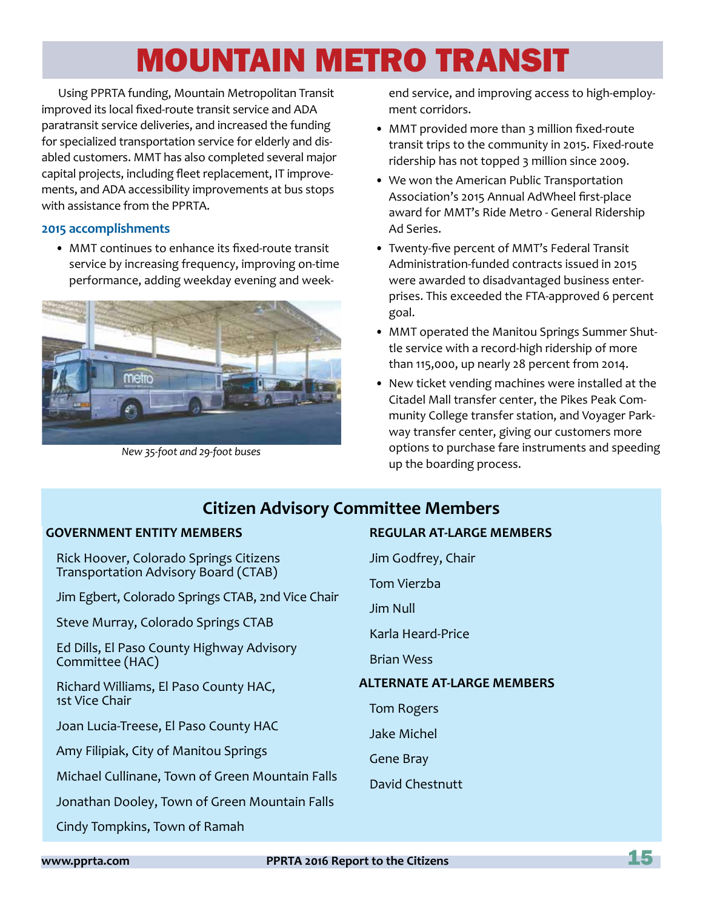# MOUNTAIN METRO TRANSIT

Using PPRTA funding, Mountain Metropolitan Transit improved its local fixed-route transit service and ADA paratransit service deliveries, and increased the funding for specialized transportation service for elderly and disabled customers. MMT has also completed several major capital projects, including fleet replacement, IT improvements, and ADA accessibility improvements at bus stops with assistance from the PPRTA.

### 2015 accomplishments

- MMT continues to enhance its fixed-route transit service by increasing frequency, improving on-time performance, adding weekday evening and weekend service, and improving access to high-employment corridors.
- MMT provided more than 3 million fixed-route transit trips to the community in 2015. Fixed-route ridership has not topped 3 million since 2009.
- We won the American Public Transportation Association's 2015 Annual AdWheel first-place award for MMT's Ride Metro - General Ridership Ad Series.
- Twenty-five percent of MMT's Federal Transit Administration-funded contracts issued in 2015 were awarded to disadvantaged business enterprises. This exceeded the FTA-approved 6 percent goal.
- MMT operated the Manitou Springs Summer Shuttle service with a record-high ridership of more than 115,000, up nearly 28 percent from 2014.
- New ticket vending machines were installed at the Citadel Mall transfer center, the Pikes Peak Community College transfer station, and Voyager Parkway transfer center, giving our customers more options to purchase fare instruments and speeding up the boarding process.

*New 35-foot and 29-foot buses*

## Citizen Advisory Committee Members

**GOVERNMENT ENTITY MEMBERS**

Rick Hoover, Colorado Springs Citizens Transportation Advisory Board (CTAB)

Jim Egbert, Colorado Springs CTAB, 2nd Vice Chair

Steve Murray, Colorado Springs CTAB

Ed Dills, El Paso County Highway Advisory Committee (HAC)

Richard Williams, El Paso County HAC, 1st Vice Chair

Joan Lucia-Treese, El Paso County HAC

Amy Filipiak, City of Manitou Springs

Michael Cullinane, Town of Green Mountain Falls

Jonathan Dooley, Town of Green Mountain Falls

Cindy Tompkins, Town of Ramah

**REGULAR AT-LARGE MEMBERS**

Jim Godfrey, Chair

Tom Vierzba

Jim Null

Karla Heard-Price

Brian Wess

**ALTERNATE AT-LARGE MEMBERS**

Tom Rogers

Jake Michel

Gene Bray

David Chestnutt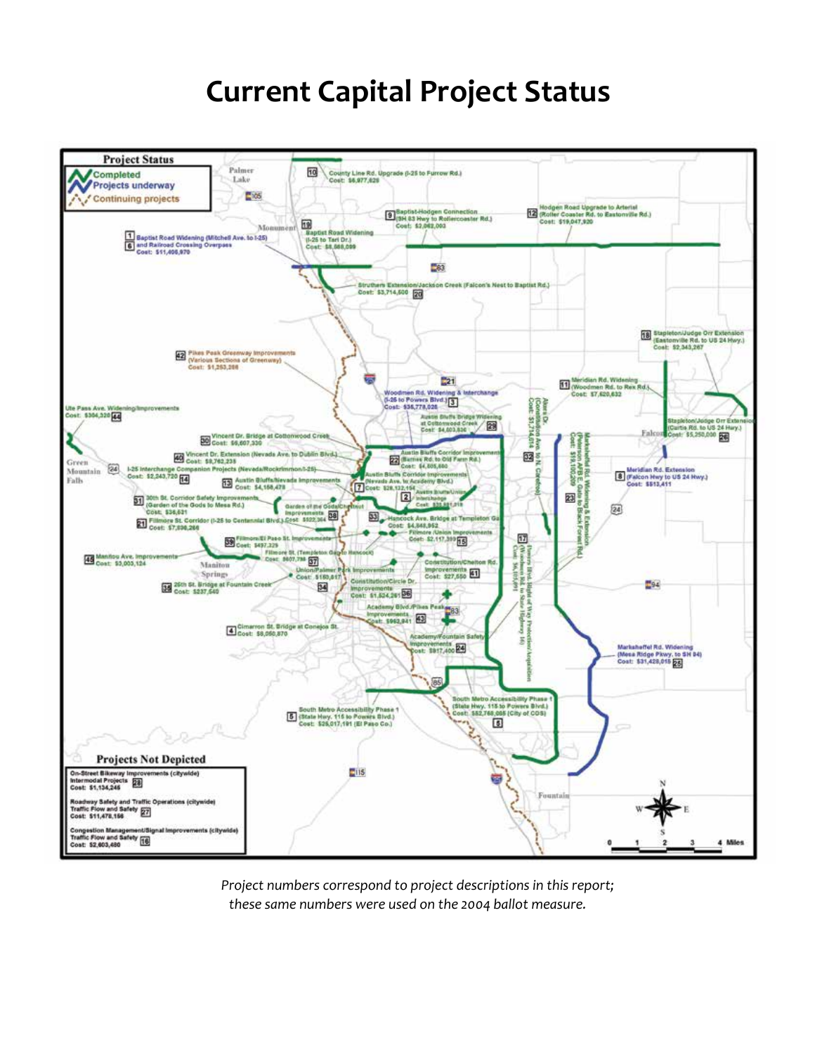# Current Capital Project Status

Project Status
Completed
Projects underway
Continuing projects

Palmer Lake
Monument
Green Mountain Falls
Manitou Springs
Falcon
Fountain

10 County Line Rd. Upgrade (I-25 to Furrow Rd.) Cost: $6,977,625

9 Baptist-Hodgen Connection (SH 83 Hwy to Rollercoaster Rd.) Cost: $2,062,003

12 Hodgen Road Upgrade to Arterial (Roller Coaster Rd. to Eastonville Rd.) Cost: $19,047,920

1 6 Baptist Road Widening (Mitchell Ave. to I-25) and Railroad Crossing Overpass Cost: $11,408,970

19 Baptist Road Widening (I-25 to Tari Dr.) Cost: $8,088,099

Struthers Extension/Jackson Creek (Falcon's Nest to Baptist Rd.) Cost: $3,714,500 20

18 Stapleton/Judge Orr Extension (Eastonville Rd. to US 24 Hwy.) Cost: $2,343,267

42 Pikes Peak Greenway Improvements (Various Sections of Greenway) Cost: $1,253,288

11 Meridian Rd. Widening (Woodmen Rd. to Rex Rd.) Cost: $7,620,632

Woodmen Rd. Widening & Interchange (I-25 to Powers Blvd.) 3 Cost: $35,779,025

Ute Pass Ave. Widening/Improvements Cost: $304,320 44

Austin Bluffs Bridge Widening at Cottonwood Creek 29 Cost: $4,603,836

Stapleton/Judge Orr Extension (Curtis Rd. to US 24 Hwy.) Cost: $5,250,000 26

Akers Dr. (Constitution Ave. to N. Carefree) Cost: $1,714,614 32

Marksheffel Rd. Widening & Extension (Peterson AFB E. Gate to Black Forest Rd.) Cost: $19,100,269 23

30 Vincent Dr. Bridge at Cottonwood Creek Cost: $6,607,330

40 Vincent Dr. Extension (Nevada Ave. to Dublin Blvd.) Cost: $8,762,235

22 Austin Bluffs Corridor Improvements (Barnes Rd. to Old Farm Rd.) Cost: $4,605,600

8 Meridian Rd. Extension (Falcon Hwy to US 24 Hwy.) Cost: $513,411

I-25 Interchange Companion Projects (Nevada/Rockrimmon/I-25) Cost: $2,243,720 14

Austin Bluffs Corridor Improvements (Nevada Ave. to Academy Blvd.) 7 Cost: $28,132,154

13 Austin Bluffs/Nevada Improvements Cost: $4,158,478

2 Austin Bluffs/Union Interchange Cost: $33,881,018

31 30th St. Corridor Safety Improvements (Garden of the Gods to Mesa Rd.) Cost: $36,631

Garden of the Gods/Chestnut Improvements Cost: $522,364 38

21 Fillmore St. Corridor (I-25 to Centennial Blvd.) Cost: $7,896,266

33 Hancock Ave. Bridge at Templeton Gap Cost: $4,848,952

Fillmore/Union Improvements Cost: $2,117,399 15

39 Fillmore/El Paso St. Improvements Cost: $497,329

17 Powers Blvd. Right of Way Protection/Acquisition (Woodmen Rd. to State Highway 16) Cost: $6,105,095

45 Manitou Ave. Improvements Cost: $3,003,124

Fillmore St. (Templeton Gap to Hancock) Cost: $607,798 37

Union/Palmer Park Improvements Cost: $160,617 34

Constitution/Chelton Rd. Improvements Cost: $27,550 41

35 25th St. Bridge at Fountain Creek Cost: $237,540

Constitution/Circle Dr. Improvements Cost: $1,524,261 36

Academy Blvd./Pikes Peak Improvements Cost: $962,941 43

4 Cimarron St. Bridge at Conejos St. Cost: $6,050,870

Academy/Fountain Safety Improvements Cost: $917,400 24

Marksheffel Rd. Widening (Mesa Ridge Pkwy. to SH 94) Cost: $31,428,019 25

South Metro Accessibility Phase 1 (State Hwy. 115 to Powers Blvd.) Cost: $52,768,085 (City of COS) 5

5 South Metro Accessibility Phase 1 (State Hwy. 115 to Powers Blvd.) Cost: $25,017,191 (El Paso Co.)

Projects Not Depicted

On-Street Bikeway Improvements (citywide) Intermodal Projects 28 Cost: $1,134,246

Roadway Safety and Traffic Operations (citywide) Traffic Flow and Safety 27 Cost: $11,478,156

Congestion Management/Signal Improvements (citywide) Traffic Flow and Safety 16 Cost: $2,603,480

0 1 2 3 4 Miles

*Project numbers correspond to project descriptions in this report; these same numbers were used on the 2004 ballot measure.*